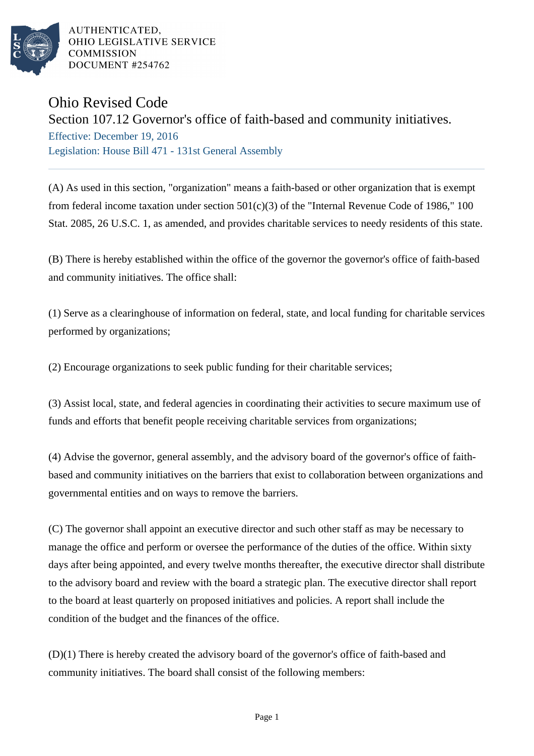AUTHENTICATED,
OHIO LEGISLATIVE SERVICE
COMMISSION
DOCUMENT #254762

# Ohio Revised Code

## Section 107.12 Governor's office of faith-based and community initiatives.

Effective: December 19, 2016

Legislation: House Bill 471 - 131st General Assembly

---

(A) As used in this section, "organization" means a faith-based or other organization that is exempt from federal income taxation under section 501(c)(3) of the "Internal Revenue Code of 1986," 100 Stat. 2085, 26 U.S.C. 1, as amended, and provides charitable services to needy residents of this state.

(B) There is hereby established within the office of the governor the governor's office of faith-based and community initiatives. The office shall:

(1) Serve as a clearinghouse of information on federal, state, and local funding for charitable services performed by organizations;

(2) Encourage organizations to seek public funding for their charitable services;

(3) Assist local, state, and federal agencies in coordinating their activities to secure maximum use of funds and efforts that benefit people receiving charitable services from organizations;

(4) Advise the governor, general assembly, and the advisory board of the governor's office of faith-based and community initiatives on the barriers that exist to collaboration between organizations and governmental entities and on ways to remove the barriers.

(C) The governor shall appoint an executive director and such other staff as may be necessary to manage the office and perform or oversee the performance of the duties of the office. Within sixty days after being appointed, and every twelve months thereafter, the executive director shall distribute to the advisory board and review with the board a strategic plan. The executive director shall report to the board at least quarterly on proposed initiatives and policies. A report shall include the condition of the budget and the finances of the office.

(D)(1) There is hereby created the advisory board of the governor's office of faith-based and community initiatives. The board shall consist of the following members: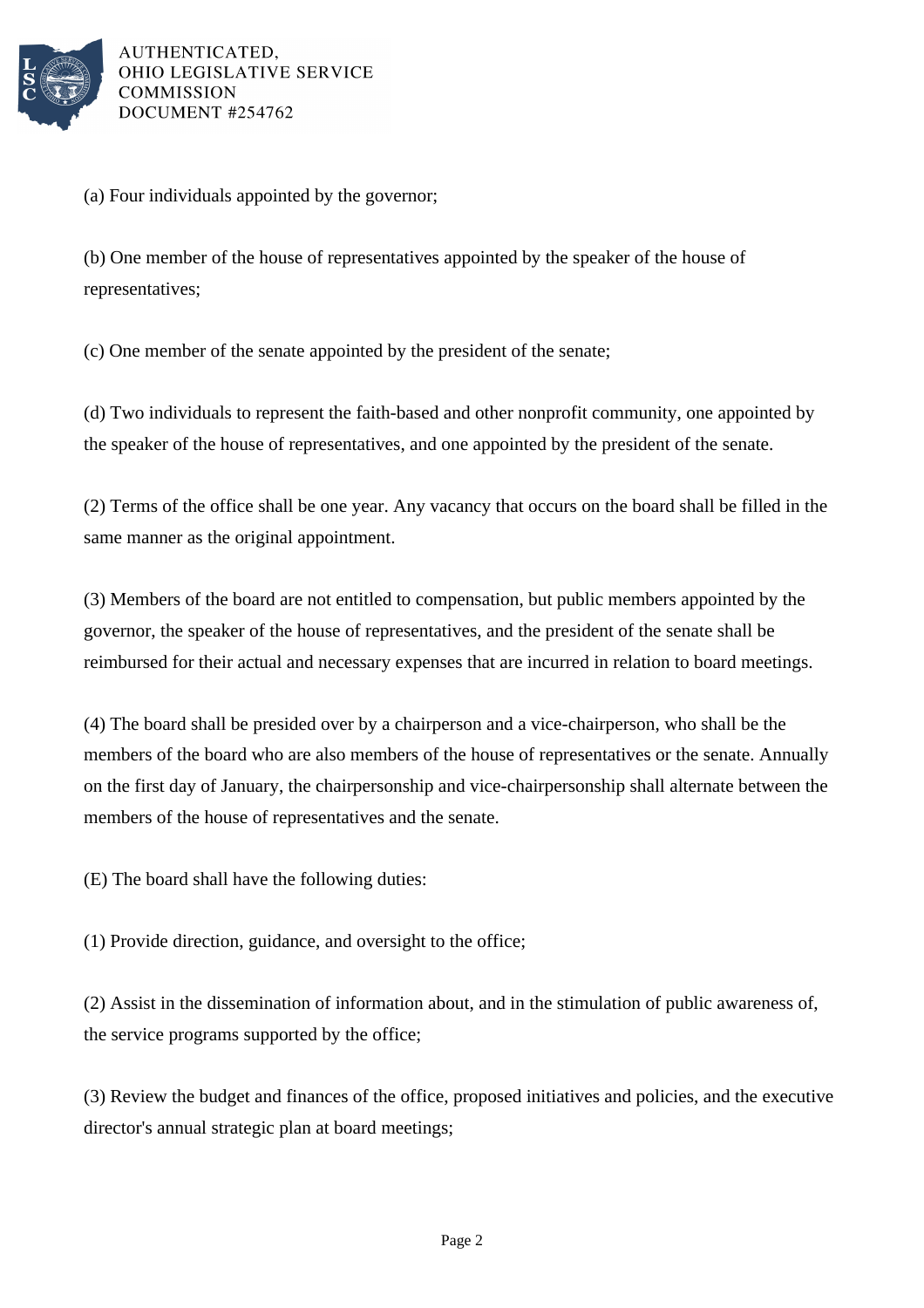(a) Four individuals appointed by the governor;

(b) One member of the house of representatives appointed by the speaker of the house of representatives;

(c) One member of the senate appointed by the president of the senate;

(d) Two individuals to represent the faith-based and other nonprofit community, one appointed by the speaker of the house of representatives, and one appointed by the president of the senate.

(2) Terms of the office shall be one year. Any vacancy that occurs on the board shall be filled in the same manner as the original appointment.

(3) Members of the board are not entitled to compensation, but public members appointed by the governor, the speaker of the house of representatives, and the president of the senate shall be reimbursed for their actual and necessary expenses that are incurred in relation to board meetings.

(4) The board shall be presided over by a chairperson and a vice-chairperson, who shall be the members of the board who are also members of the house of representatives or the senate. Annually on the first day of January, the chairpersonship and vice-chairpersonship shall alternate between the members of the house of representatives and the senate.

(E) The board shall have the following duties:

(1) Provide direction, guidance, and oversight to the office;

(2) Assist in the dissemination of information about, and in the stimulation of public awareness of, the service programs supported by the office;

(3) Review the budget and finances of the office, proposed initiatives and policies, and the executive director's annual strategic plan at board meetings;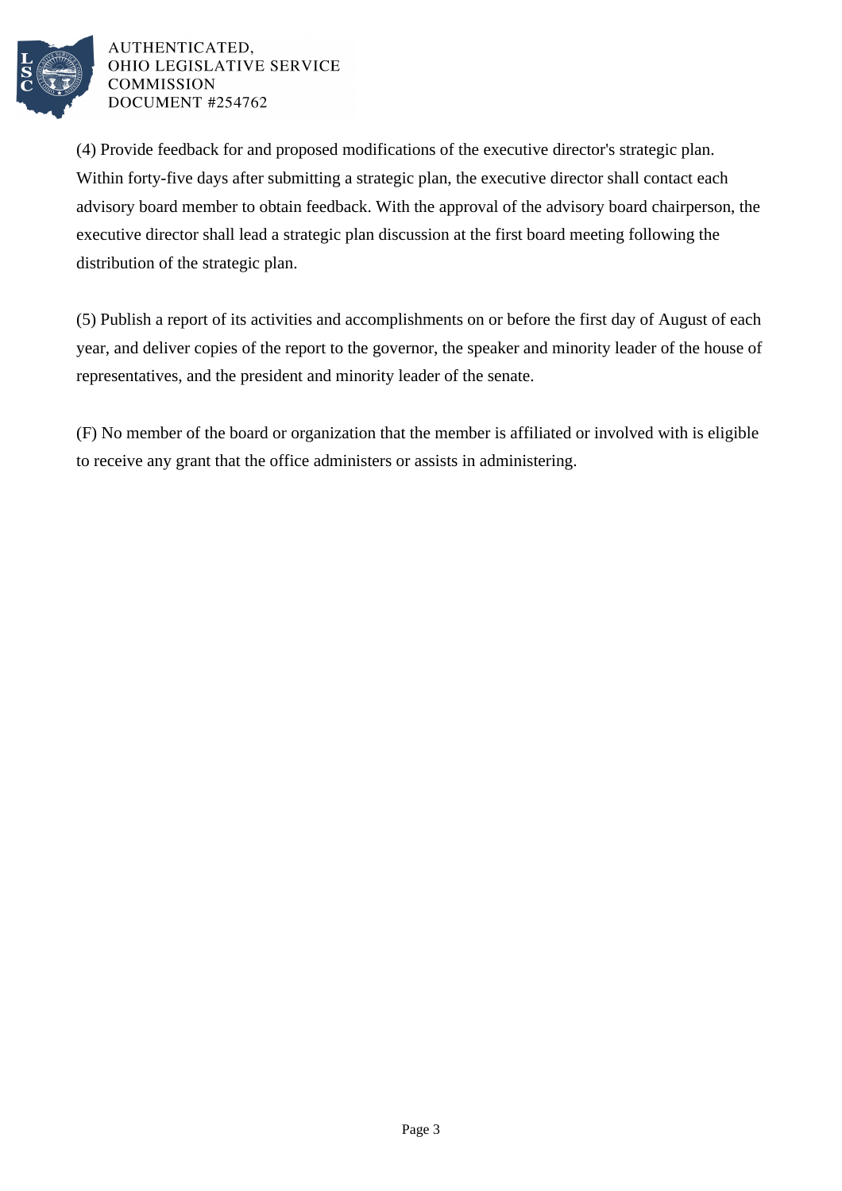(4) Provide feedback for and proposed modifications of the executive director's strategic plan. Within forty-five days after submitting a strategic plan, the executive director shall contact each advisory board member to obtain feedback. With the approval of the advisory board chairperson, the executive director shall lead a strategic plan discussion at the first board meeting following the distribution of the strategic plan.

(5) Publish a report of its activities and accomplishments on or before the first day of August of each year, and deliver copies of the report to the governor, the speaker and minority leader of the house of representatives, and the president and minority leader of the senate.

(F) No member of the board or organization that the member is affiliated or involved with is eligible to receive any grant that the office administers or assists in administering.